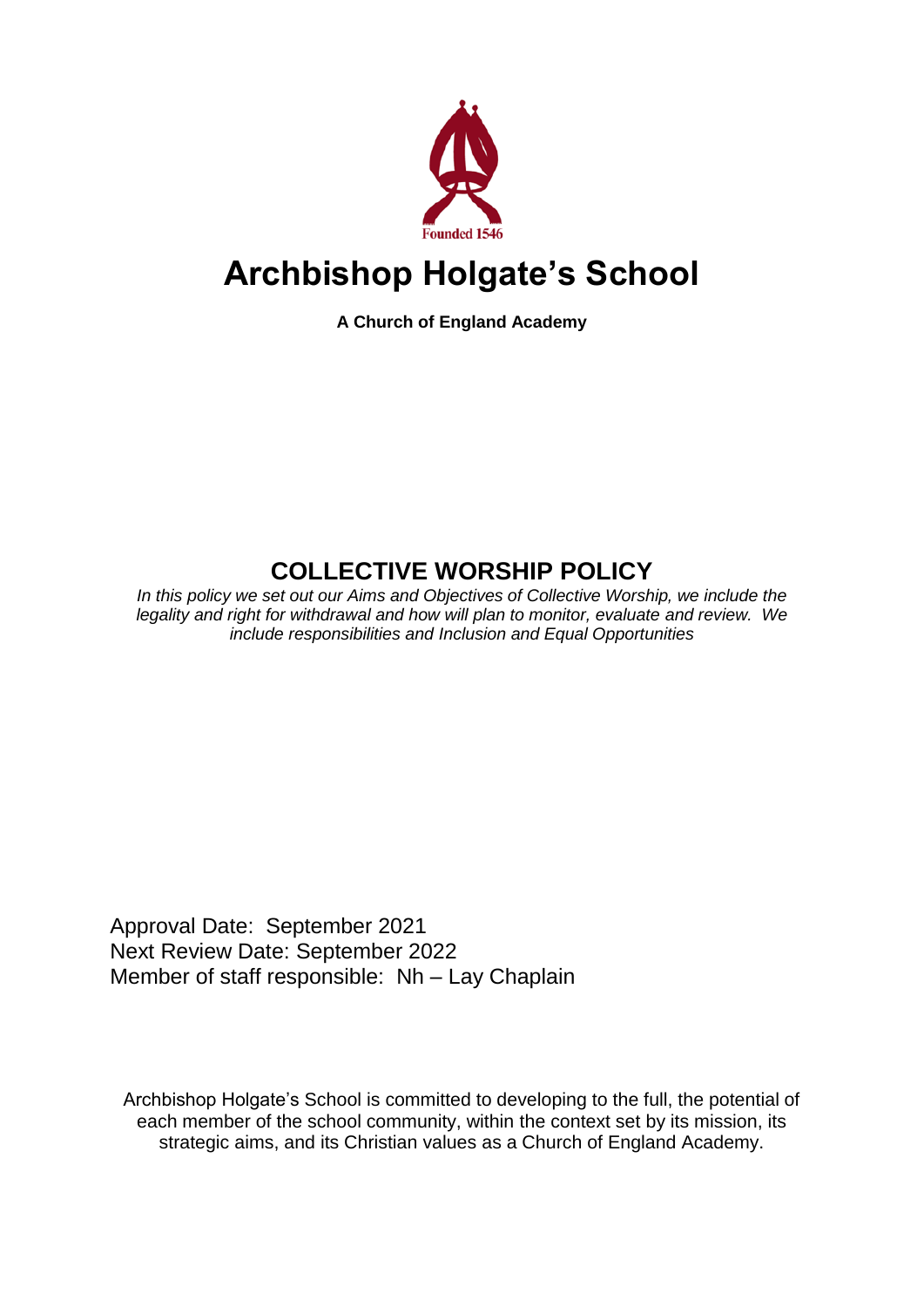Founded 1546

# Archbishop Holgate's School

**A Church of England Academy**

## COLLECTIVE WORSHIP POLICY

*In this policy we set out our Aims and Objectives of Collective Worship, we include the legality and right for withdrawal and how will plan to monitor, evaluate and review. We include responsibilities and Inclusion and Equal Opportunities*

Approval Date: September 2021
Next Review Date: September 2022
Member of staff responsible: Nh – Lay Chaplain

Archbishop Holgate's School is committed to developing to the full, the potential of each member of the school community, within the context set by its mission, its strategic aims, and its Christian values as a Church of England Academy.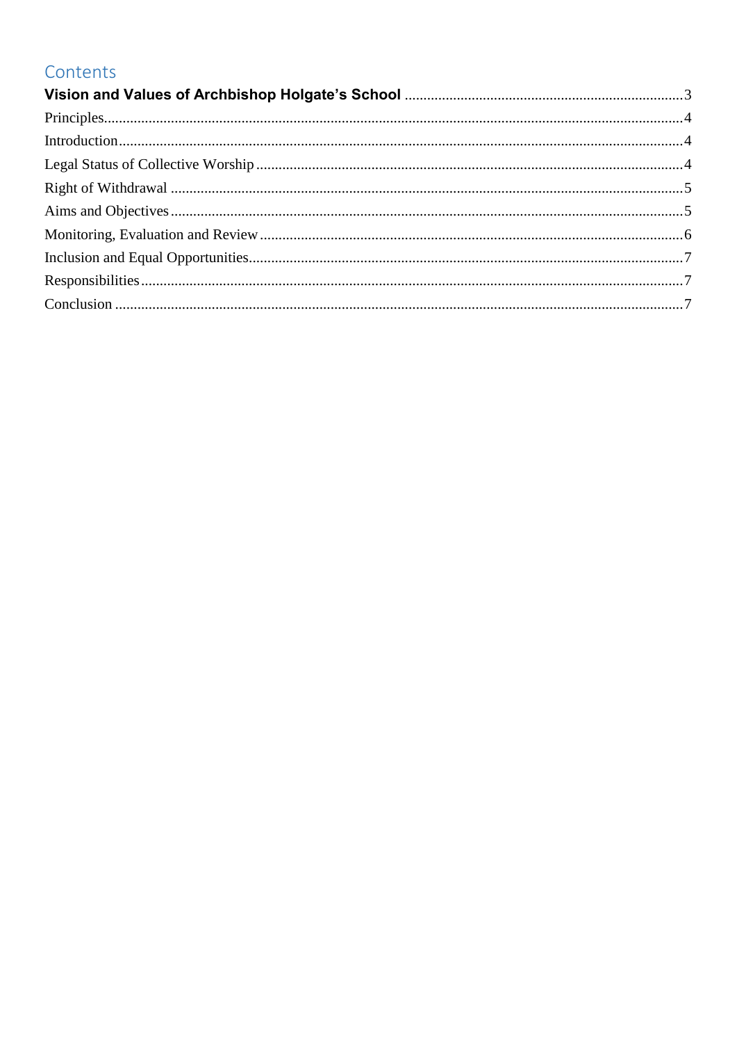# Contents

**Vision and Values of Archbishop Holgate's School** .......... 3

Principles .......... 4

Introduction .......... 4

Legal Status of Collective Worship .......... 4

Right of Withdrawal .......... 5

Aims and Objectives .......... 5

Monitoring, Evaluation and Review .......... 6

Inclusion and Equal Opportunities .......... 7

Responsibilities .......... 7

Conclusion .......... 7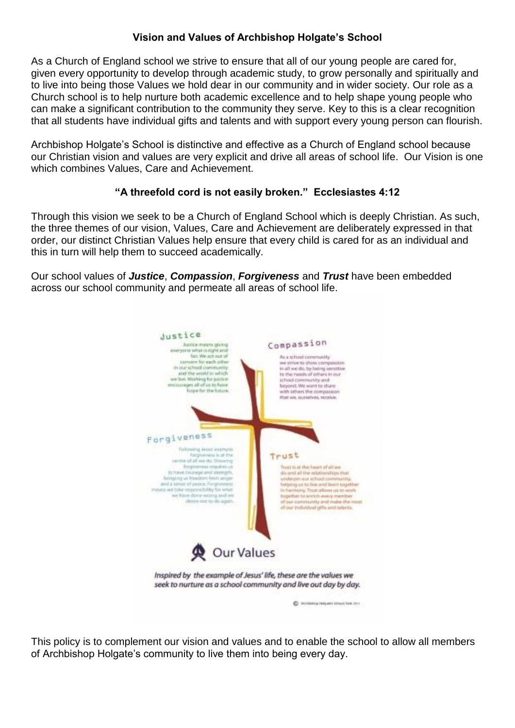**Vision and Values of Archbishop Holgate's School**

As a Church of England school we strive to ensure that all of our young people are cared for, given every opportunity to develop through academic study, to grow personally and spiritually and to live into being those Values we hold dear in our community and in wider society. Our role as a Church school is to help nurture both academic excellence and to help shape young people who can make a significant contribution to the community they serve. Key to this is a clear recognition that all students have individual gifts and talents and with support every young person can flourish.

Archbishop Holgate's School is distinctive and effective as a Church of England school because our Christian vision and values are very explicit and drive all areas of school life. Our Vision is one which combines Values, Care and Achievement.

**"A threefold cord is not easily broken." Ecclesiastes 4:12**

Through this vision we seek to be a Church of England School which is deeply Christian. As such, the three themes of our vision, Values, Care and Achievement are deliberately expressed in that order, our distinct Christian Values help ensure that every child is cared for as an individual and this in turn will help them to succeed academically.

Our school values of ***Justice***, ***Compassion***, ***Forgiveness*** and ***Trust*** have been embedded across our school community and permeate all areas of school life.

**Justice**

Justice means giving everyone what is right and fair. We act out of concern for each other in our school community and the world in which we live. Working for justice encourages all of us to have hope for the future.

**Compassion**

As a school community we strive to show compassion in all we do, by being sensitive to the needs of others in our school community and beyond. We want to share with others the compassion that we, ourselves, receive.

**Forgiveness**

Following Jesus' example forgiveness is at the centre of all we do. Showing forgiveness requires us to have courage and strength, bringing us freedom from anger and a sense of peace. Forgiveness means we take responsibility for what we have done wrong and we desire not to do again.

**Trust**

Trust is at the heart of all we do and all the relationships that underpin our school community, helping us to live and learn together in harmony. Trust allows us to work together to enrich every member of our community and make the most of our individual gifts and talents.

**Our Values**

*Inspired by the example of Jesus' life, these are the values we seek to nurture as a school community and live out day by day.*

© Archbishop Holgate's School York 2011

This policy is to complement our vision and values and to enable the school to allow all members of Archbishop Holgate's community to live them into being every day.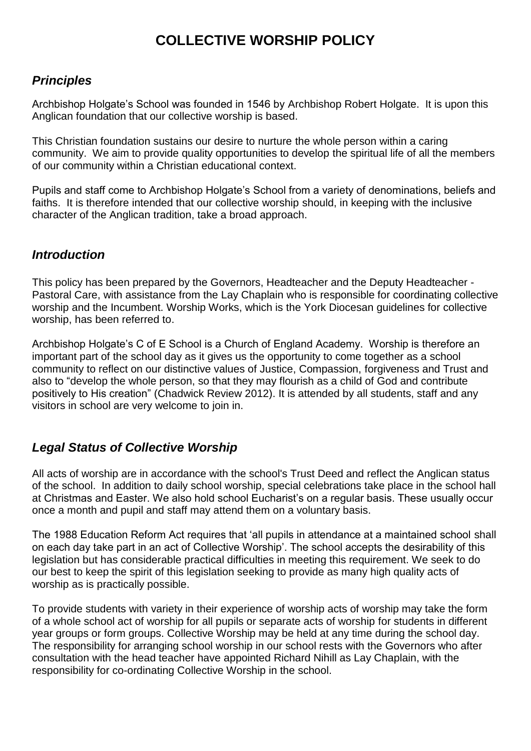# COLLECTIVE WORSHIP POLICY

## *Principles*

Archbishop Holgate's School was founded in 1546 by Archbishop Robert Holgate. It is upon this Anglican foundation that our collective worship is based.

This Christian foundation sustains our desire to nurture the whole person within a caring community. We aim to provide quality opportunities to develop the spiritual life of all the members of our community within a Christian educational context.

Pupils and staff come to Archbishop Holgate's School from a variety of denominations, beliefs and faiths. It is therefore intended that our collective worship should, in keeping with the inclusive character of the Anglican tradition, take a broad approach.

## *Introduction*

This policy has been prepared by the Governors, Headteacher and the Deputy Headteacher - Pastoral Care, with assistance from the Lay Chaplain who is responsible for coordinating collective worship and the Incumbent. Worship Works, which is the York Diocesan guidelines for collective worship, has been referred to.

Archbishop Holgate's C of E School is a Church of England Academy. Worship is therefore an important part of the school day as it gives us the opportunity to come together as a school community to reflect on our distinctive values of Justice, Compassion, forgiveness and Trust and also to "develop the whole person, so that they may flourish as a child of God and contribute positively to His creation" (Chadwick Review 2012). It is attended by all students, staff and any visitors in school are very welcome to join in.

## *Legal Status of Collective Worship*

All acts of worship are in accordance with the school's Trust Deed and reflect the Anglican status of the school. In addition to daily school worship, special celebrations take place in the school hall at Christmas and Easter. We also hold school Eucharist's on a regular basis. These usually occur once a month and pupil and staff may attend them on a voluntary basis.

The 1988 Education Reform Act requires that 'all pupils in attendance at a maintained school shall on each day take part in an act of Collective Worship'. The school accepts the desirability of this legislation but has considerable practical difficulties in meeting this requirement. We seek to do our best to keep the spirit of this legislation seeking to provide as many high quality acts of worship as is practically possible.

To provide students with variety in their experience of worship acts of worship may take the form of a whole school act of worship for all pupils or separate acts of worship for students in different year groups or form groups. Collective Worship may be held at any time during the school day. The responsibility for arranging school worship in our school rests with the Governors who after consultation with the head teacher have appointed Richard Nihill as Lay Chaplain, with the responsibility for co-ordinating Collective Worship in the school.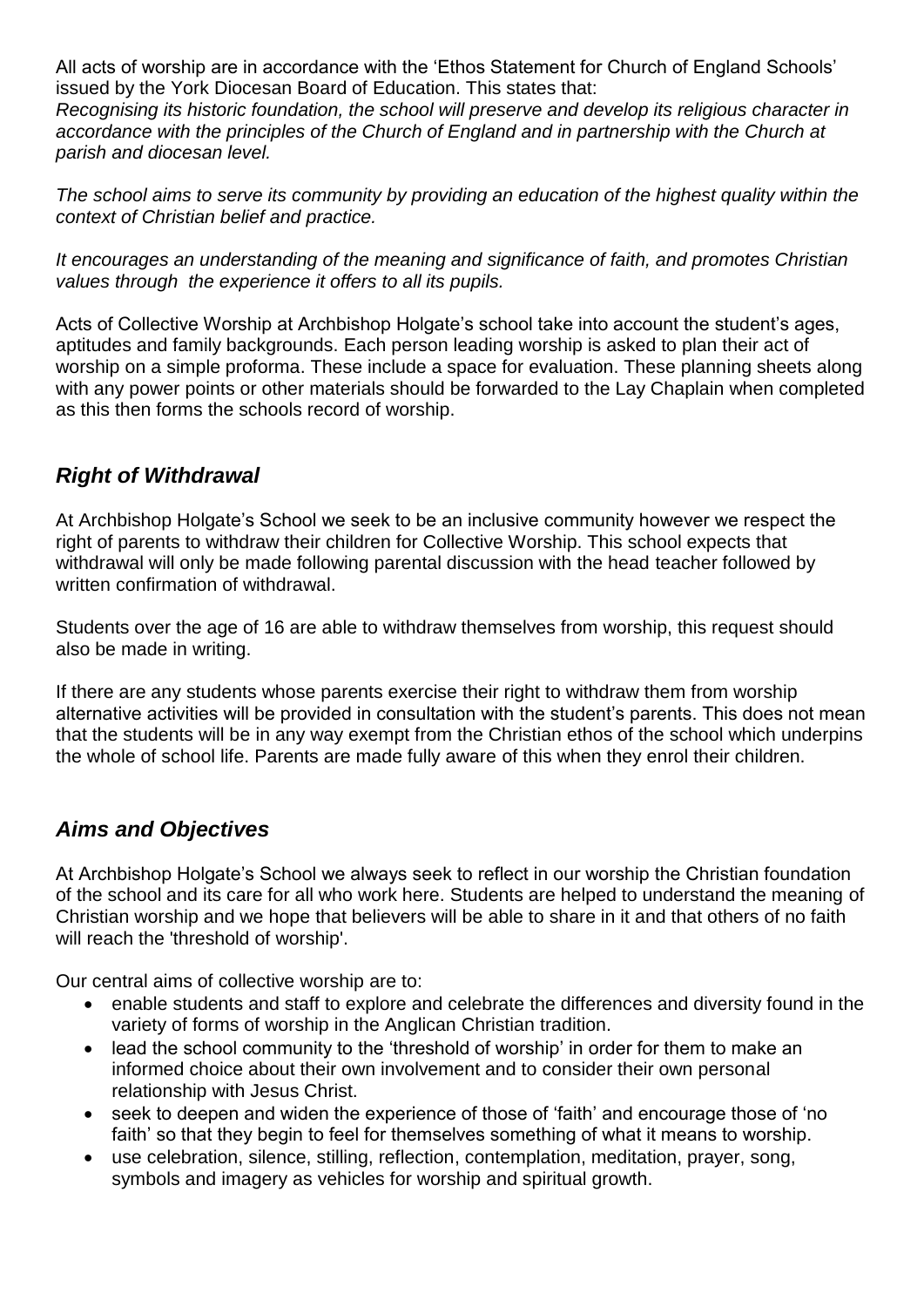All acts of worship are in accordance with the 'Ethos Statement for Church of England Schools' issued by the York Diocesan Board of Education. This states that:
*Recognising its historic foundation, the school will preserve and develop its religious character in accordance with the principles of the Church of England and in partnership with the Church at parish and diocesan level.*

*The school aims to serve its community by providing an education of the highest quality within the context of Christian belief and practice.*

*It encourages an understanding of the meaning and significance of faith, and promotes Christian values through the experience it offers to all its pupils.*

Acts of Collective Worship at Archbishop Holgate's school take into account the student's ages, aptitudes and family backgrounds. Each person leading worship is asked to plan their act of worship on a simple proforma. These include a space for evaluation. These planning sheets along with any power points or other materials should be forwarded to the Lay Chaplain when completed as this then forms the schools record of worship.

## *Right of Withdrawal*

At Archbishop Holgate's School we seek to be an inclusive community however we respect the right of parents to withdraw their children for Collective Worship. This school expects that withdrawal will only be made following parental discussion with the head teacher followed by written confirmation of withdrawal.

Students over the age of 16 are able to withdraw themselves from worship, this request should also be made in writing.

If there are any students whose parents exercise their right to withdraw them from worship alternative activities will be provided in consultation with the student's parents. This does not mean that the students will be in any way exempt from the Christian ethos of the school which underpins the whole of school life. Parents are made fully aware of this when they enrol their children.

## *Aims and Objectives*

At Archbishop Holgate's School we always seek to reflect in our worship the Christian foundation of the school and its care for all who work here. Students are helped to understand the meaning of Christian worship and we hope that believers will be able to share in it and that others of no faith will reach the 'threshold of worship'.

Our central aims of collective worship are to:

- enable students and staff to explore and celebrate the differences and diversity found in the variety of forms of worship in the Anglican Christian tradition.
- lead the school community to the 'threshold of worship' in order for them to make an informed choice about their own involvement and to consider their own personal relationship with Jesus Christ.
- seek to deepen and widen the experience of those of 'faith' and encourage those of 'no faith' so that they begin to feel for themselves something of what it means to worship.
- use celebration, silence, stilling, reflection, contemplation, meditation, prayer, song, symbols and imagery as vehicles for worship and spiritual growth.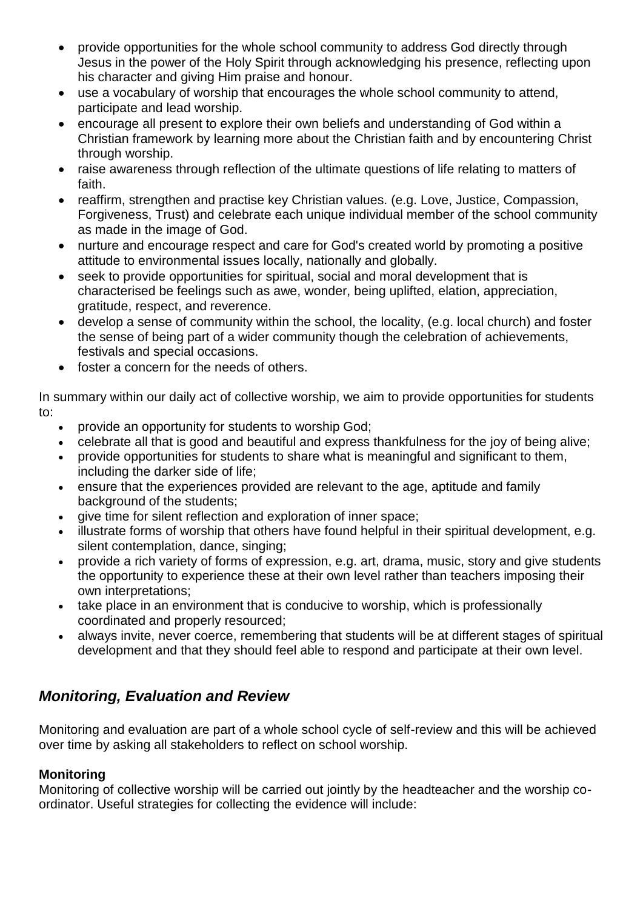- provide opportunities for the whole school community to address God directly through Jesus in the power of the Holy Spirit through acknowledging his presence, reflecting upon his character and giving Him praise and honour.
- use a vocabulary of worship that encourages the whole school community to attend, participate and lead worship.
- encourage all present to explore their own beliefs and understanding of God within a Christian framework by learning more about the Christian faith and by encountering Christ through worship.
- raise awareness through reflection of the ultimate questions of life relating to matters of faith.
- reaffirm, strengthen and practise key Christian values. (e.g. Love, Justice, Compassion, Forgiveness, Trust) and celebrate each unique individual member of the school community as made in the image of God.
- nurture and encourage respect and care for God's created world by promoting a positive attitude to environmental issues locally, nationally and globally.
- seek to provide opportunities for spiritual, social and moral development that is characterised be feelings such as awe, wonder, being uplifted, elation, appreciation, gratitude, respect, and reverence.
- develop a sense of community within the school, the locality, (e.g. local church) and foster the sense of being part of a wider community though the celebration of achievements, festivals and special occasions.
- foster a concern for the needs of others.

In summary within our daily act of collective worship, we aim to provide opportunities for students to:

- provide an opportunity for students to worship God;
- celebrate all that is good and beautiful and express thankfulness for the joy of being alive;
- provide opportunities for students to share what is meaningful and significant to them, including the darker side of life;
- ensure that the experiences provided are relevant to the age, aptitude and family background of the students;
- give time for silent reflection and exploration of inner space;
- illustrate forms of worship that others have found helpful in their spiritual development, e.g. silent contemplation, dance, singing;
- provide a rich variety of forms of expression, e.g. art, drama, music, story and give students the opportunity to experience these at their own level rather than teachers imposing their own interpretations;
- take place in an environment that is conducive to worship, which is professionally coordinated and properly resourced;
- always invite, never coerce, remembering that students will be at different stages of spiritual development and that they should feel able to respond and participate at their own level.

## *Monitoring, Evaluation and Review*

Monitoring and evaluation are part of a whole school cycle of self-review and this will be achieved over time by asking all stakeholders to reflect on school worship.

**Monitoring**

Monitoring of collective worship will be carried out jointly by the headteacher and the worship co-ordinator. Useful strategies for collecting the evidence will include: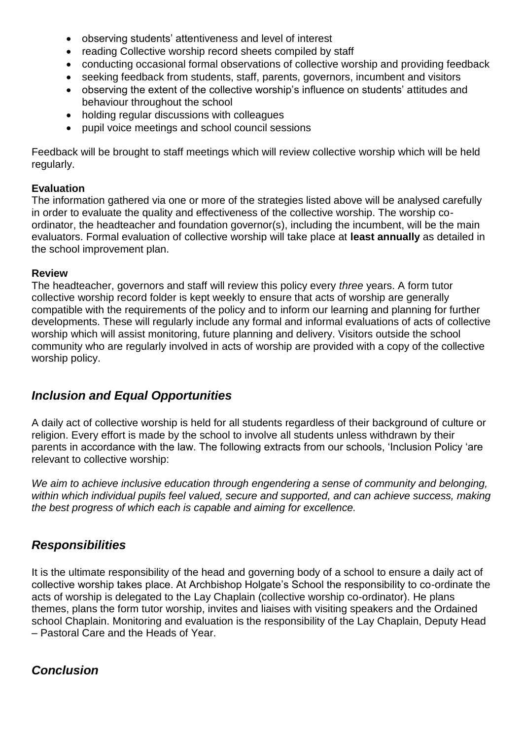- observing students' attentiveness and level of interest
- reading Collective worship record sheets compiled by staff
- conducting occasional formal observations of collective worship and providing feedback
- seeking feedback from students, staff, parents, governors, incumbent and visitors
- observing the extent of the collective worship's influence on students' attitudes and behaviour throughout the school
- holding regular discussions with colleagues
- pupil voice meetings and school council sessions

Feedback will be brought to staff meetings which will review collective worship which will be held regularly.

**Evaluation**

The information gathered via one or more of the strategies listed above will be analysed carefully in order to evaluate the quality and effectiveness of the collective worship. The worship co-ordinator, the headteacher and foundation governor(s), including the incumbent, will be the main evaluators. Formal evaluation of collective worship will take place at **least annually** as detailed in the school improvement plan.

**Review**

The headteacher, governors and staff will review this policy every *three* years. A form tutor collective worship record folder is kept weekly to ensure that acts of worship are generally compatible with the requirements of the policy and to inform our learning and planning for further developments. These will regularly include any formal and informal evaluations of acts of collective worship which will assist monitoring, future planning and delivery. Visitors outside the school community who are regularly involved in acts of worship are provided with a copy of the collective worship policy.

## *Inclusion and Equal Opportunities*

A daily act of collective worship is held for all students regardless of their background of culture or religion. Every effort is made by the school to involve all students unless withdrawn by their parents in accordance with the law. The following extracts from our schools, 'Inclusion Policy 'are relevant to collective worship:

*We aim to achieve inclusive education through engendering a sense of community and belonging, within which individual pupils feel valued, secure and supported, and can achieve success, making the best progress of which each is capable and aiming for excellence.*

## *Responsibilities*

It is the ultimate responsibility of the head and governing body of a school to ensure a daily act of collective worship takes place. At Archbishop Holgate's School the responsibility to co-ordinate the acts of worship is delegated to the Lay Chaplain (collective worship co-ordinator). He plans themes, plans the form tutor worship, invites and liaises with visiting speakers and the Ordained school Chaplain. Monitoring and evaluation is the responsibility of the Lay Chaplain, Deputy Head – Pastoral Care and the Heads of Year.

## *Conclusion*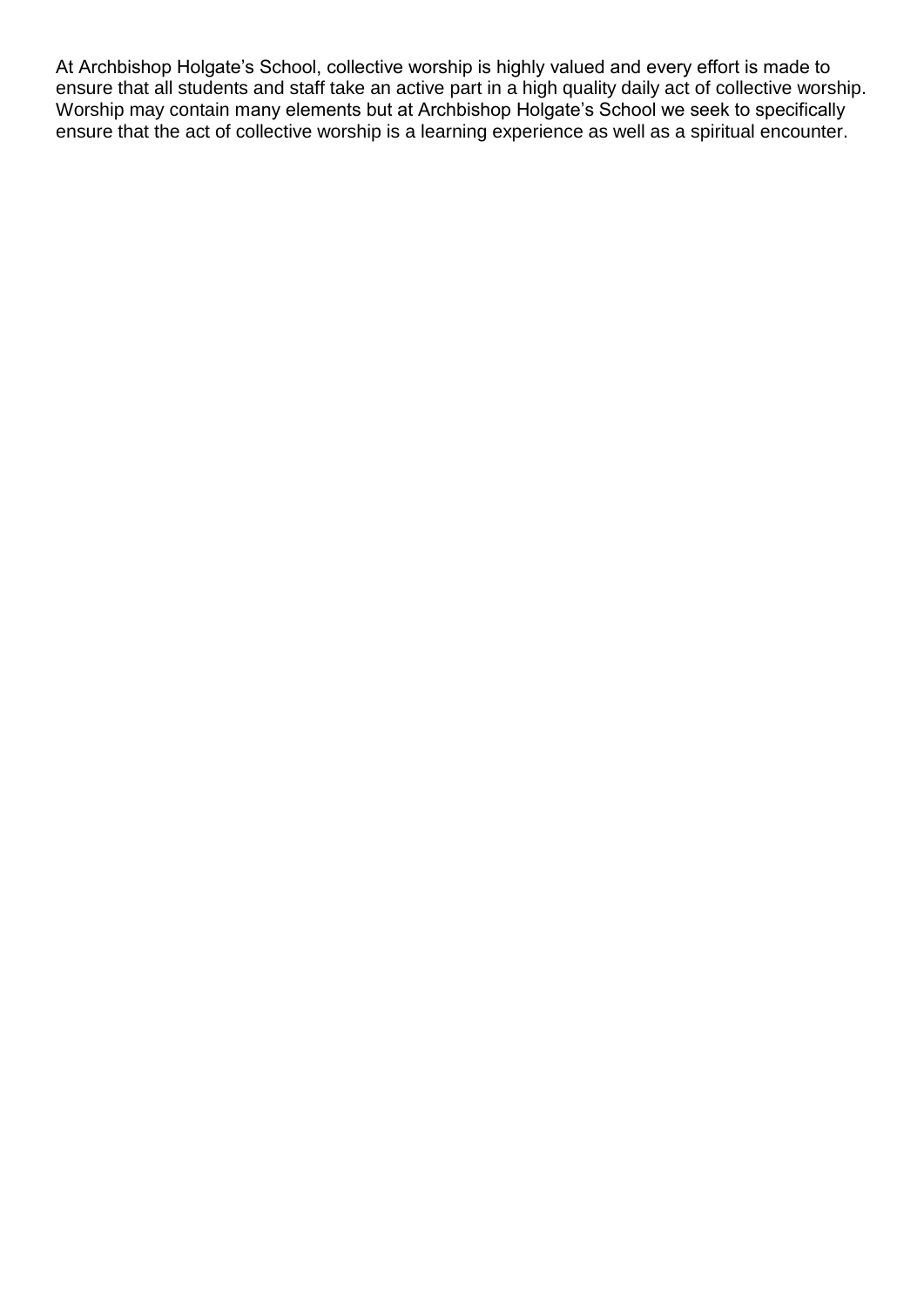At Archbishop Holgate's School, collective worship is highly valued and every effort is made to ensure that all students and staff take an active part in a high quality daily act of collective worship. Worship may contain many elements but at Archbishop Holgate's School we seek to specifically ensure that the act of collective worship is a learning experience as well as a spiritual encounter.